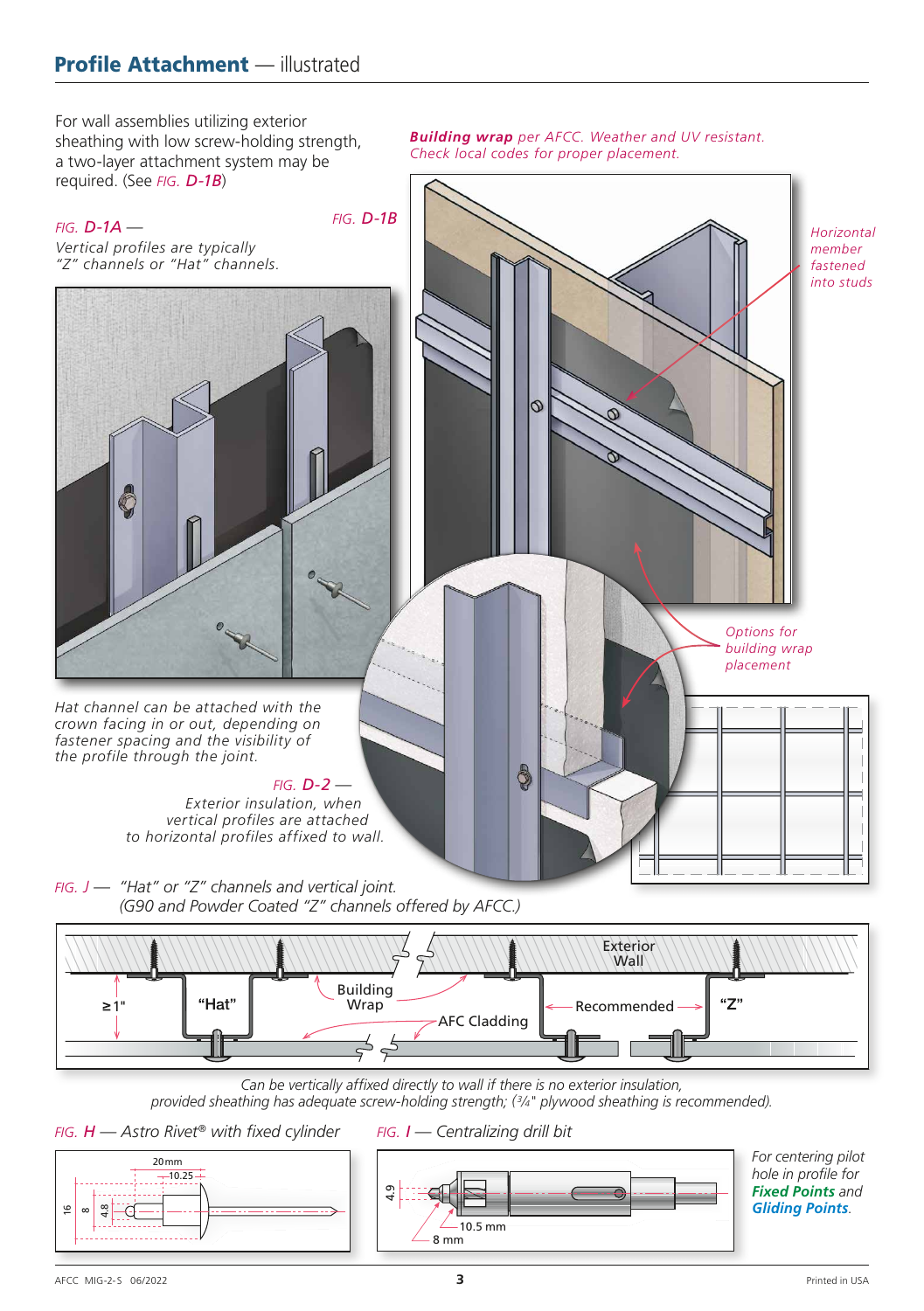## **Profile Attachment** — illustrated

For wall assemblies utilizing exterior sheathing with low screw-holding strength, a two-layer attachment system may be required. (See *FIG.* ***D-1B***)

*FIG.* ***D-1A*** —
*Vertical profiles are typically "Z" channels or "Hat" channels.*

*FIG.* ***D-1B***

***Building wrap*** *per AFCC. Weather and UV resistant. Check local codes for proper placement.*

*Horizontal member fastened into studs*

*Options for building wrap placement*

*Hat channel can be attached with the crown facing in or out, depending on fastener spacing and the visibility of the profile through the joint.*

*FIG.* ***D-2*** —
*Exterior insulation, when vertical profiles are attached to horizontal profiles affixed to wall.*

*FIG. J* — *"Hat" or "Z" channels and vertical joint. (G90 and Powder Coated "Z" channels offered by AFCC.)*

Exterior Wall

≥1"

"Hat"

Building Wrap

AFC Cladding

Recommended

"Z"

*Can be vertically affixed directly to wall if there is no exterior insulation, provided sheathing has adequate screw-holding strength; (3/4" plywood sheathing is recommended).*

*FIG.* ***H*** — *Astro Rivet® with fixed cylinder*

20 mm, 10.25, 16, 8, 4.8

*FIG.* ***I*** — *Centralizing drill bit*

4.9, 10.5 mm, 8 mm

*For centering pilot hole in profile for* ***Fixed Points*** *and* ***Gliding Points****.*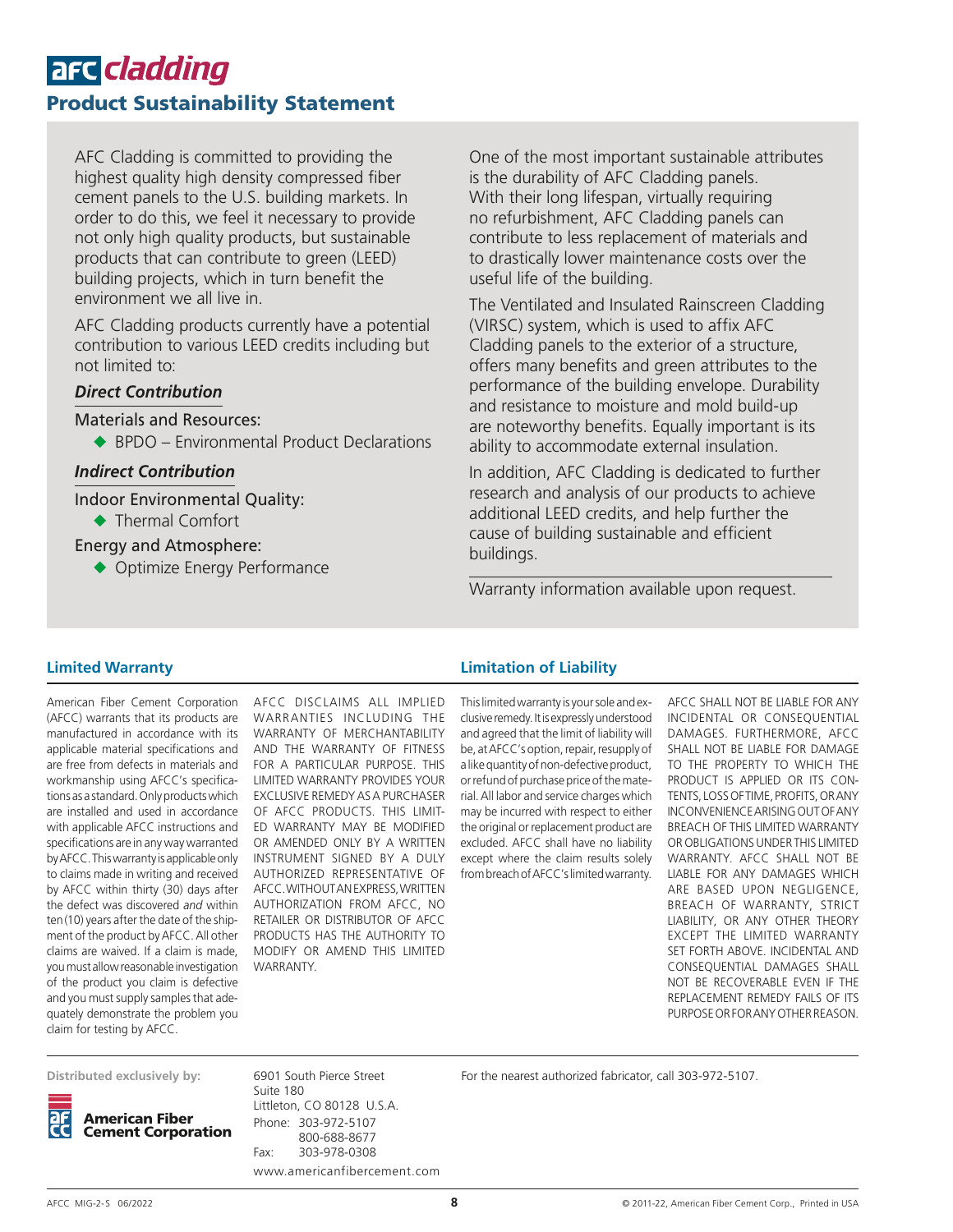# afc cladding

## Product Sustainability Statement

AFC Cladding is committed to providing the highest quality high density compressed fiber cement panels to the U.S. building markets. In order to do this, we feel it necessary to provide not only high quality products, but sustainable products that can contribute to green (LEED) building projects, which in turn benefit the environment we all live in.

AFC Cladding products currently have a potential contribution to various LEED credits including but not limited to:

***Direct Contribution***

Materials and Resources:

- BPDO – Environmental Product Declarations

***Indirect Contribution***

Indoor Environmental Quality:

- Thermal Comfort

Energy and Atmosphere:

- Optimize Energy Performance

One of the most important sustainable attributes is the durability of AFC Cladding panels. With their long lifespan, virtually requiring no refurbishment, AFC Cladding panels can contribute to less replacement of materials and to drastically lower maintenance costs over the useful life of the building.

The Ventilated and Insulated Rainscreen Cladding (VIRSC) system, which is used to affix AFC Cladding panels to the exterior of a structure, offers many benefits and green attributes to the performance of the building envelope. Durability and resistance to moisture and mold build-up are noteworthy benefits. Equally important is its ability to accommodate external insulation.

In addition, AFC Cladding is dedicated to further research and analysis of our products to achieve additional LEED credits, and help further the cause of building sustainable and efficient buildings.

Warranty information available upon request.

## Limited Warranty

American Fiber Cement Corporation (AFCC) warrants that its products are manufactured in accordance with its applicable material specifications and are free from defects in materials and workmanship using AFCC's specifications as a standard. Only products which are installed and used in accordance with applicable AFCC instructions and specifications are in any way warranted by AFCC. This warranty is applicable only to claims made in writing and received by AFCC within thirty (30) days after the defect was discovered *and* within ten (10) years after the date of the shipment of the product by AFCC. All other claims are waived. If a claim is made, you must allow reasonable investigation of the product you claim is defective and you must supply samples that adequately demonstrate the problem you claim for testing by AFCC.

AFCC DISCLAIMS ALL IMPLIED WARRANTIES INCLUDING THE WARRANTY OF MERCHANTABILITY AND THE WARRANTY OF FITNESS FOR A PARTICULAR PURPOSE. THIS LIMITED WARRANTY PROVIDES YOUR EXCLUSIVE REMEDY AS A PURCHASER OF AFCC PRODUCTS. THIS LIMITED WARRANTY MAY BE MODIFIED OR AMENDED ONLY BY A WRITTEN INSTRUMENT SIGNED BY A DULY AUTHORIZED REPRESENTATIVE OF AFCC. WITHOUT AN EXPRESS, WRITTEN AUTHORIZATION FROM AFCC, NO RETAILER OR DISTRIBUTOR OF AFCC PRODUCTS HAS THE AUTHORITY TO MODIFY OR AMEND THIS LIMITED WARRANTY.

## Limitation of Liability

This limited warranty is your sole and exclusive remedy. It is expressly understood and agreed that the limit of liability will be, at AFCC's option, repair, resupply of a like quantity of non-defective product, or refund of purchase price of the material. All labor and service charges which may be incurred with respect to either the original or replacement product are excluded. AFCC shall have no liability except where the claim results solely from breach of AFCC's limited warranty.

AFCC SHALL NOT BE LIABLE FOR ANY INCIDENTAL OR CONSEQUENTIAL DAMAGES. FURTHERMORE, AFCC SHALL NOT BE LIABLE FOR DAMAGE TO THE PROPERTY TO WHICH THE PRODUCT IS APPLIED OR ITS CONTENTS, LOSS OF TIME, PROFITS, OR ANY INCONVENIENCE ARISING OUT OF ANY BREACH OF THIS LIMITED WARRANTY OR OBLIGATIONS UNDER THIS LIMITED WARRANTY. AFCC SHALL NOT BE LIABLE FOR ANY DAMAGES WHICH ARE BASED UPON NEGLIGENCE, BREACH OF WARRANTY, STRICT LIABILITY, OR ANY OTHER THEORY EXCEPT THE LIMITED WARRANTY SET FORTH ABOVE. INCIDENTAL AND CONSEQUENTIAL DAMAGES SHALL NOT BE RECOVERABLE EVEN IF THE REPLACEMENT REMEDY FAILS OF ITS PURPOSE OR FOR ANY OTHER REASON.

**Distributed exclusively by:**

**American Fiber Cement Corporation**

6901 South Pierce Street
Suite 180
Littleton, CO 80128 U.S.A.
Phone: 303-972-5107
800-688-8677
Fax: 303-978-0308
www.americanfibercement.com

For the nearest authorized fabricator, call 303-972-5107.

AFCC MIG-2-S 06/2022

© 2011-22, American Fiber Cement Corp., Printed in USA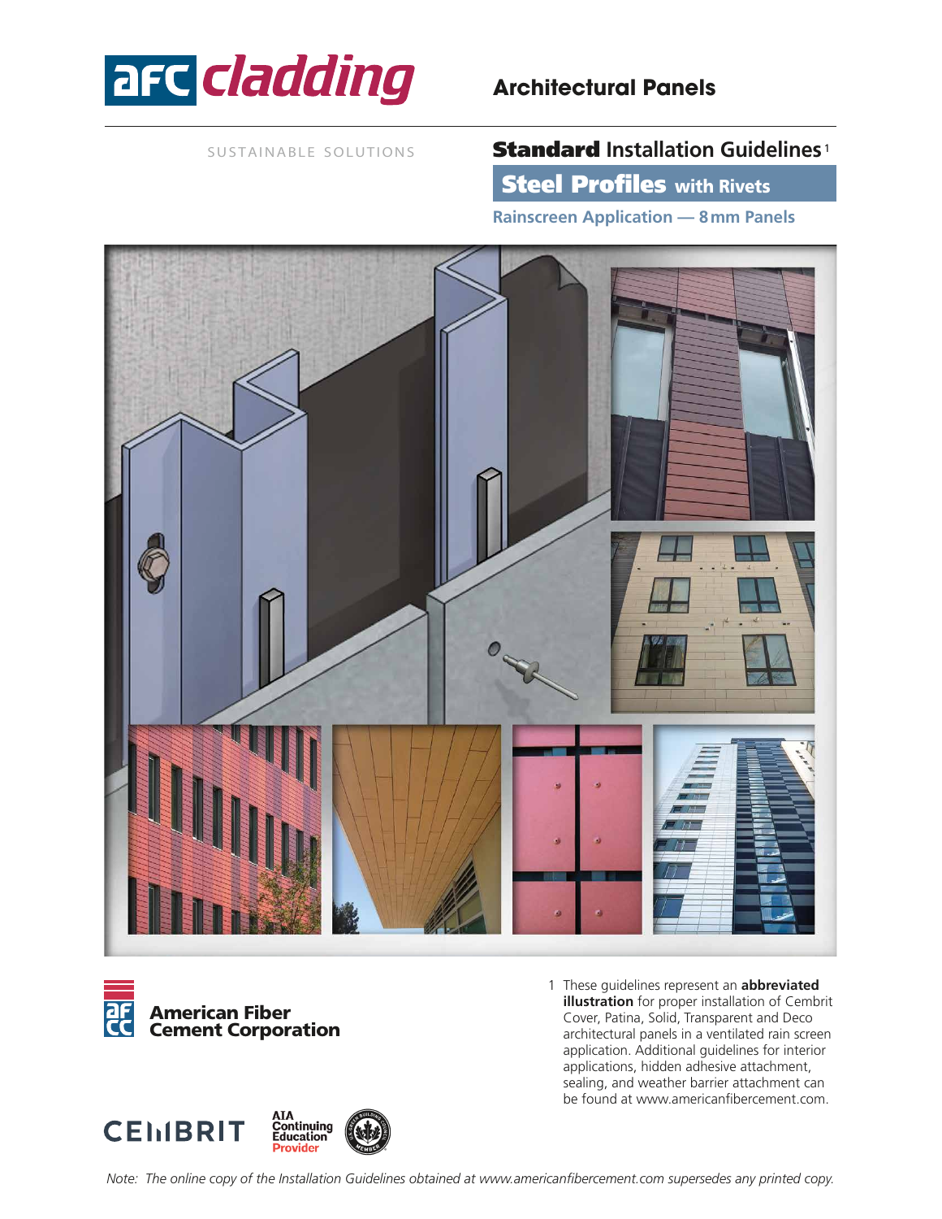# afc cladding

## Architectural Panels

SUSTAINABLE SOLUTIONS

## **Standard** Installation Guidelines[1]

### **Steel Profiles** with Rivets

**Rainscreen Application — 8mm Panels**

**American Fiber Cement Corporation**

CEMBRIT

AIA Continuing Education Provider

1 These guidelines represent an **abbreviated illustration** for proper installation of Cembrit Cover, Patina, Solid, Transparent and Deco architectural panels in a ventilated rain screen application. Additional guidelines for interior applications, hidden adhesive attachment, sealing, and weather barrier attachment can be found at www.americanfibercement.com.

*Note: The online copy of the Installation Guidelines obtained at www.americanfibercement.com supersedes any printed copy.*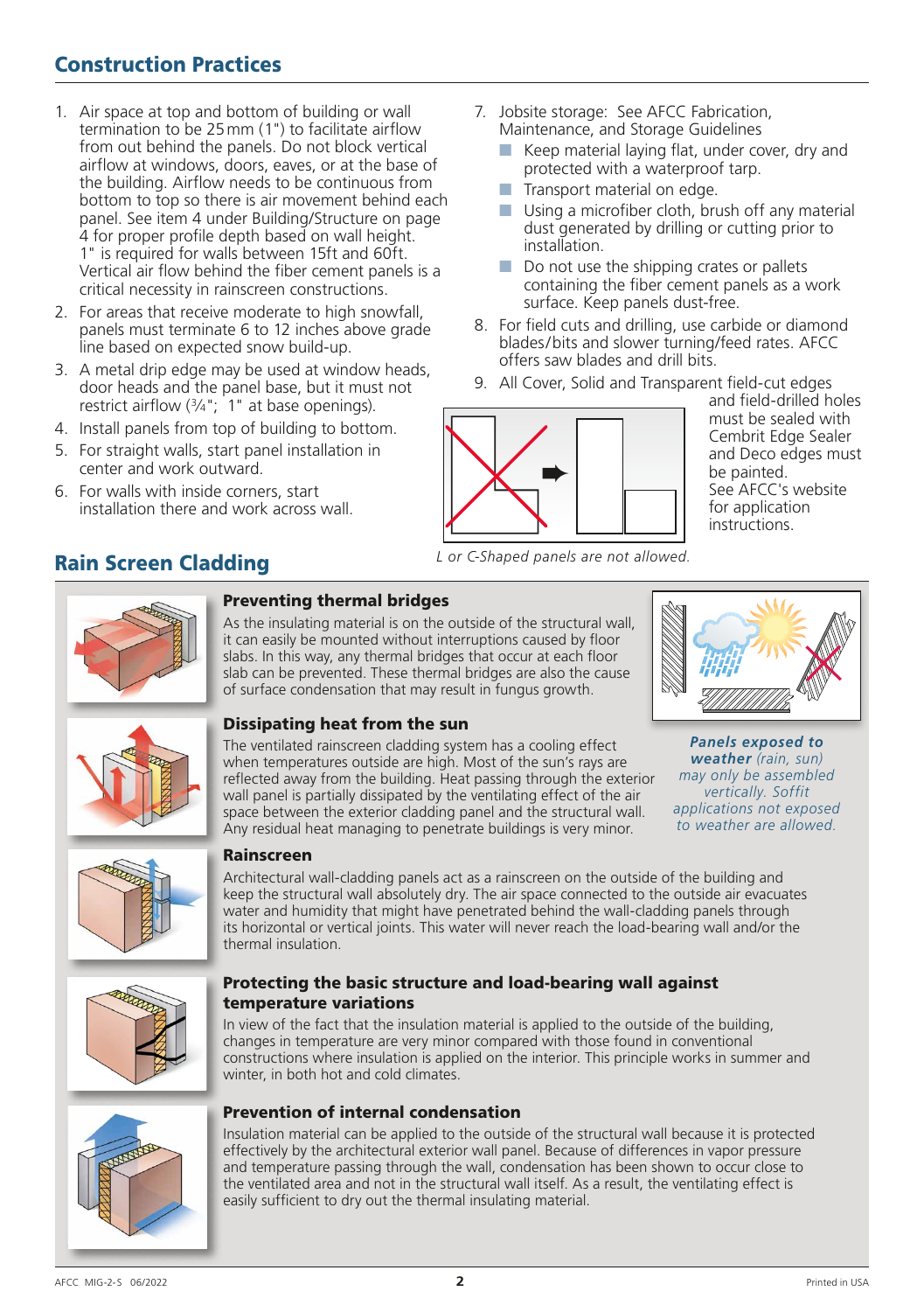## Construction Practices

1. Air space at top and bottom of building or wall termination to be 25 mm (1") to facilitate airflow from out behind the panels. Do not block vertical airflow at windows, doors, eaves, or at the base of the building. Airflow needs to be continuous from bottom to top so there is air movement behind each panel. See item 4 under Building/Structure on page 4 for proper profile depth based on wall height. 1" is required for walls between 15ft and 60ft. Vertical air flow behind the fiber cement panels is a critical necessity in rainscreen constructions.
2. For areas that receive moderate to high snowfall, panels must terminate 6 to 12 inches above grade line based on expected snow build-up.
3. A metal drip edge may be used at window heads, door heads and the panel base, but it must not restrict airflow (¾"; 1" at base openings).
4. Install panels from top of building to bottom.
5. For straight walls, start panel installation in center and work outward.
6. For walls with inside corners, start installation there and work across wall.
7. Jobsite storage: See AFCC Fabrication, Maintenance, and Storage Guidelines
   - Keep material laying flat, under cover, dry and protected with a waterproof tarp.
   - Transport material on edge.
   - Using a microfiber cloth, brush off any material dust generated by drilling or cutting prior to installation.
   - Do not use the shipping crates or pallets containing the fiber cement panels as a work surface. Keep panels dust-free.
8. For field cuts and drilling, use carbide or diamond blades/bits and slower turning/feed rates. AFCC offers saw blades and drill bits.
9. All Cover, Solid and Transparent field-cut edges and field-drilled holes must be sealed with Cembrit Edge Sealer and Deco edges must be painted. See AFCC's website for application instructions.

*L or C-Shaped panels are not allowed.*

## Rain Screen Cladding

### Preventing thermal bridges

As the insulating material is on the outside of the structural wall, it can easily be mounted without interruptions caused by floor slabs. In this way, any thermal bridges that occur at each floor slab can be prevented. These thermal bridges are also the cause of surface condensation that may result in fungus growth.

*__Panels exposed to weather__ (rain, sun) may only be assembled vertically. Soffit applications not exposed to weather are allowed.*

### Dissipating heat from the sun

The ventilated rainscreen cladding system has a cooling effect when temperatures outside are high. Most of the sun's rays are reflected away from the building. Heat passing through the exterior wall panel is partially dissipated by the ventilating effect of the air space between the exterior cladding panel and the structural wall. Any residual heat managing to penetrate buildings is very minor.

### Rainscreen

Architectural wall-cladding panels act as a rainscreen on the outside of the building and keep the structural wall absolutely dry. The air space connected to the outside air evacuates water and humidity that might have penetrated behind the wall-cladding panels through its horizontal or vertical joints. This water will never reach the load-bearing wall and/or the thermal insulation.

### Protecting the basic structure and load-bearing wall against temperature variations

In view of the fact that the insulation material is applied to the outside of the building, changes in temperature are very minor compared with those found in conventional constructions where insulation is applied on the interior. This principle works in summer and winter, in both hot and cold climates.

### Prevention of internal condensation

Insulation material can be applied to the outside of the structural wall because it is protected effectively by the architectural exterior wall panel. Because of differences in vapor pressure and temperature passing through the wall, condensation has been shown to occur close to the ventilated area and not in the structural wall itself. As a result, the ventilating effect is easily sufficient to dry out the thermal insulating material.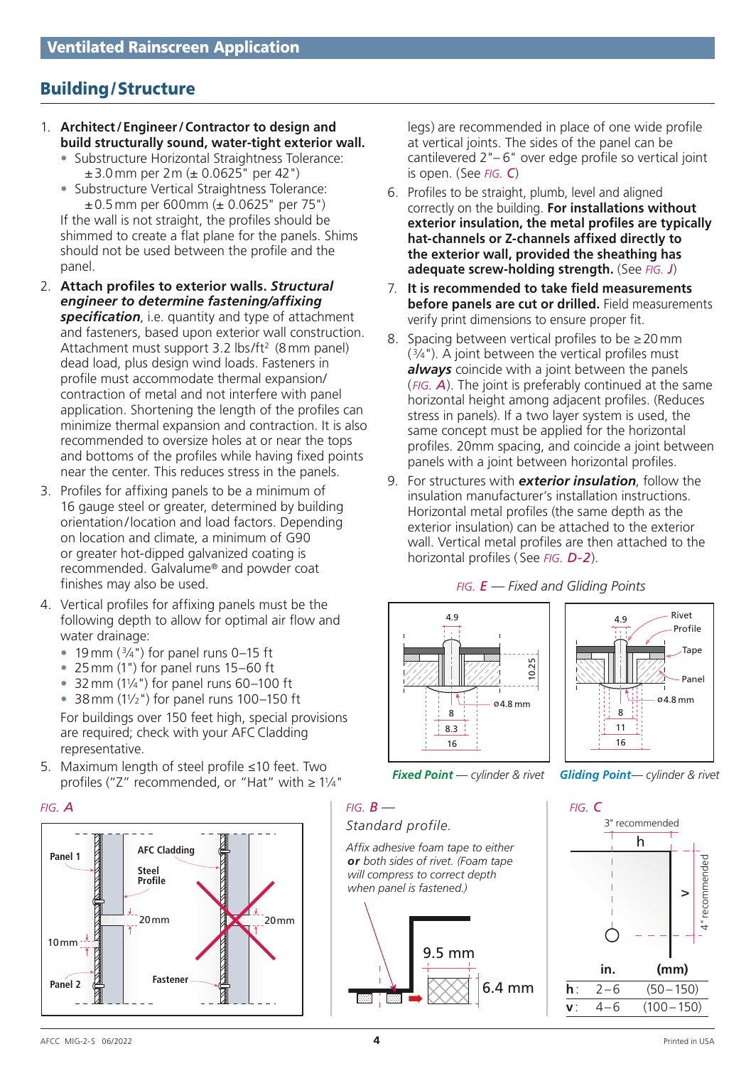## Ventilated Rainscreen Application

## Building / Structure

1. **Architect / Engineer / Contractor to design and build structurally sound, water-tight exterior wall.**
   - Substructure Horizontal Straightness Tolerance: ±3.0 mm per 2 m (± 0.0625" per 42")
   - Substructure Vertical Straightness Tolerance: ±0.5 mm per 600mm (± 0.0625" per 75")

   If the wall is not straight, the profiles should be shimmed to create a flat plane for the panels. Shims should not be used between the profile and the panel.

2. **Attach profiles to exterior walls. *Structural engineer to determine fastening/affixing specification***, i.e. quantity and type of attachment and fasteners, based upon exterior wall construction. Attachment must support 3.2 lbs/ft² (8 mm panel) dead load, plus design wind loads. Fasteners in profile must accommodate thermal expansion/contraction of metal and not interfere with panel application. Shortening the length of the profiles can minimize thermal expansion and contraction. It is also recommended to oversize holes at or near the tops and bottoms of the profiles while having fixed points near the center. This reduces stress in the panels.

3. Profiles for affixing panels to be a minimum of 16 gauge steel or greater, determined by building orientation / location and load factors. Depending on location and climate, a minimum of G90 or greater hot-dipped galvanized coating is recommended. Galvalume® and powder coat finishes may also be used.

4. Vertical profiles for affixing panels must be the following depth to allow for optimal air flow and water drainage:
   - 19 mm (¾") for panel runs 0–15 ft
   - 25 mm (1") for panel runs 15–60 ft
   - 32 mm (1¼") for panel runs 60–100 ft
   - 38 mm (1½") for panel runs 100–150 ft

   For buildings over 150 feet high, special provisions are required; check with your AFC Cladding representative.

5. Maximum length of steel profile ≤10 feet. Two profiles ("Z" recommended, or "Hat" with ≥ 1¼" legs) are recommended in place of one wide profile at vertical joints. The sides of the panel can be cantilevered 2"– 6" over edge profile so vertical joint is open. (See *FIG. C*)

6. Profiles to be straight, plumb, level and aligned correctly on the building. **For installations without exterior insulation, the metal profiles are typically hat-channels or Z-channels affixed directly to the exterior wall, provided the sheathing has adequate screw-holding strength.** (See *FIG. J*)

7. **It is recommended to take field measurements before panels are cut or drilled.** Field measurements verify print dimensions to ensure proper fit.

8. Spacing between vertical profiles to be ≥ 20 mm (¾"). A joint between the vertical profiles must ***always*** coincide with a joint between the panels (*FIG. A*). The joint is preferably continued at the same horizontal height among adjacent profiles. (Reduces stress in panels). If a two layer system is used, the same concept must be applied for the horizontal profiles. 20mm spacing, and coincide a joint between panels with a joint between horizontal profiles.

9. For structures with ***exterior insulation***, follow the insulation manufacturer's installation instructions. Horizontal metal profiles (the same depth as the exterior insulation) can be attached to the exterior wall. Vertical metal profiles are then attached to the horizontal profiles (See *FIG. D-2*).

*FIG. E — Fixed and Gliding Points*

**Fixed Point** — *cylinder & rivet*

**Gliding Point** — *cylinder & rivet*

*FIG. A*

*FIG. B — Standard profile.*

*Affix adhesive foam tape to either **or** both sides of rivet. (Foam tape will compress to correct depth when panel is fastened.)*

*FIG. C*

3" recommended; 4" recommended

| | in. | (mm) |
|---|---|---|
| **h**: | 2 – 6 | (50 – 150) |
| **v**: | 4 – 6 | (100 – 150) |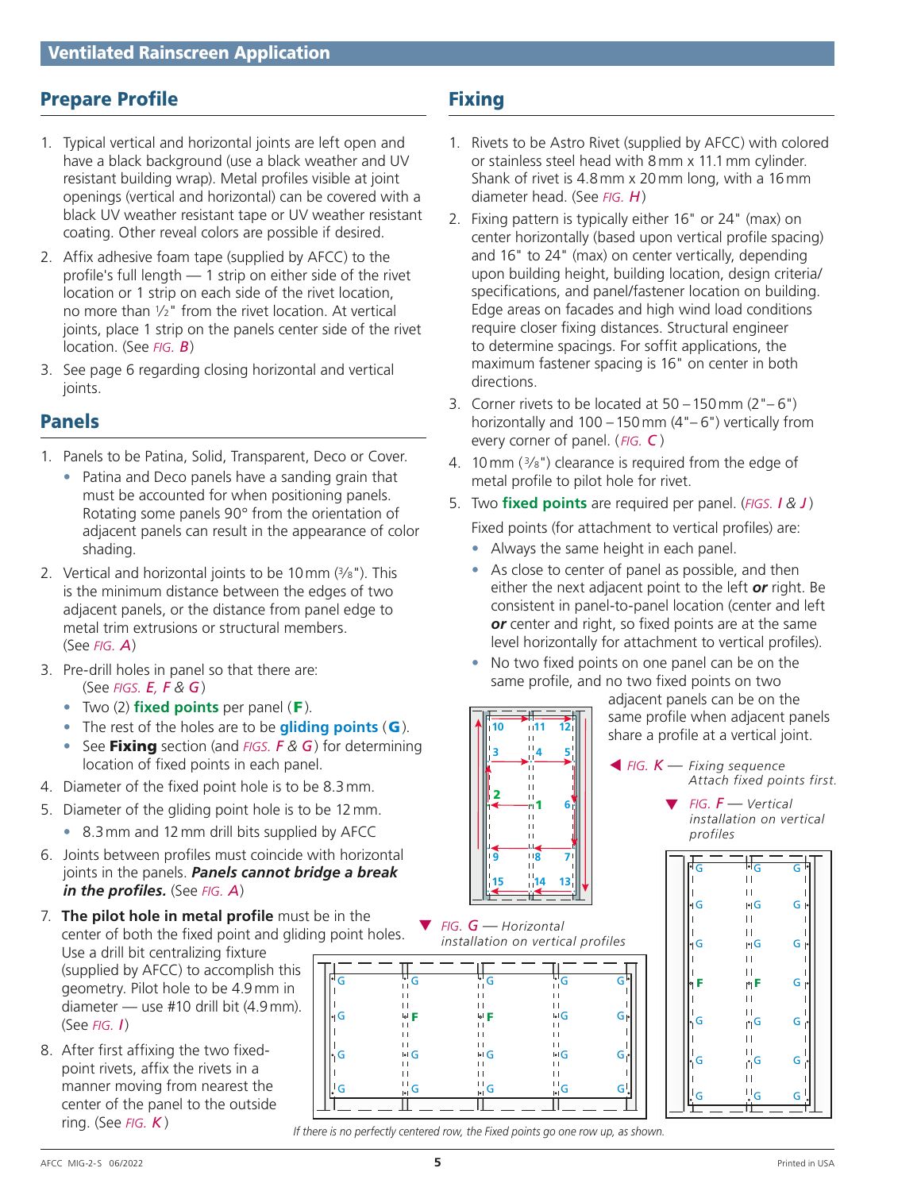## Ventilated Rainscreen Application

## Prepare Profile

1. Typical vertical and horizontal joints are left open and have a black background (use a black weather and UV resistant building wrap). Metal profiles visible at joint openings (vertical and horizontal) can be covered with a black UV weather resistant tape or UV weather resistant coating. Other reveal colors are possible if desired.
2. Affix adhesive foam tape (supplied by AFCC) to the profile's full length — 1 strip on either side of the rivet location or 1 strip on each side of the rivet location, no more than ½" from the rivet location. At vertical joints, place 1 strip on the panels center side of the rivet location. (See *FIG. B*)
3. See page 6 regarding closing horizontal and vertical joints.

## Panels

1. Panels to be Patina, Solid, Transparent, Deco or Cover.
   - Patina and Deco panels have a sanding grain that must be accounted for when positioning panels. Rotating some panels 90° from the orientation of adjacent panels can result in the appearance of color shading.
2. Vertical and horizontal joints to be 10 mm (⅜"). This is the minimum distance between the edges of two adjacent panels, or the distance from panel edge to metal trim extrusions or structural members. (See *FIG. A*)
3. Pre-drill holes in panel so that there are: (See *FIGS. E, F & G*)
   - Two (2) **fixed points** per panel (**F**).
   - The rest of the holes are to be **gliding points** (**G**).
   - See **Fixing** section (and *FIGS. F & G*) for determining location of fixed points in each panel.
4. Diameter of the fixed point hole is to be 8.3 mm.
5. Diameter of the gliding point hole is to be 12 mm.
   - 8.3 mm and 12 mm drill bits supplied by AFCC
6. Joints between profiles must coincide with horizontal joints in the panels. ***Panels cannot bridge a break in the profiles.*** (See *FIG. A*)
7. **The pilot hole in metal profile** must be in the center of both the fixed point and gliding point holes. Use a drill bit centralizing fixture (supplied by AFCC) to accomplish this geometry. Pilot hole to be 4.9 mm in diameter — use #10 drill bit (4.9 mm). (See *FIG. I*)
8. After first affixing the two fixed-point rivets, affix the rivets in a manner moving from nearest the center of the panel to the outside ring. (See *FIG. K*)

## Fixing

1. Rivets to be Astro Rivet (supplied by AFCC) with colored or stainless steel head with 8 mm x 11.1 mm cylinder. Shank of rivet is 4.8 mm x 20 mm long, with a 16 mm diameter head. (See *FIG. H*)
2. Fixing pattern is typically either 16" or 24" (max) on center horizontally (based upon vertical profile spacing) and 16" to 24" (max) on center vertically, depending upon building height, building location, design criteria/specifications, and panel/fastener location on building. Edge areas on facades and high wind load conditions require closer fixing distances. Structural engineer to determine spacings. For soffit applications, the maximum fastener spacing is 16" on center in both directions.
3. Corner rivets to be located at 50 – 150 mm (2"– 6") horizontally and 100 – 150 mm (4"– 6") vertically from every corner of panel. (*FIG. C*)
4. 10 mm (⅜") clearance is required from the edge of metal profile to pilot hole for rivet.
5. Two **fixed points** are required per panel. (*FIGS. I & J*)

   Fixed points (for attachment to vertical profiles) are:
   - Always the same height in each panel.
   - As close to center of panel as possible, and then either the next adjacent point to the left ***or*** right. Be consistent in panel-to-panel location (center and left ***or*** center and right, so fixed points are at the same level horizontally for attachment to vertical profiles).
   - No two fixed points on one panel can be on the same profile, and no two fixed points on two adjacent panels can be on the same profile when adjacent panels share a profile at a vertical joint.

*FIG. K* — *Fixing sequence Attach fixed points first.*

*FIG. F* — *Vertical installation on vertical profiles*

*FIG. G* — *Horizontal installation on vertical profiles*

*If there is no perfectly centered row, the Fixed points go one row up, as shown.*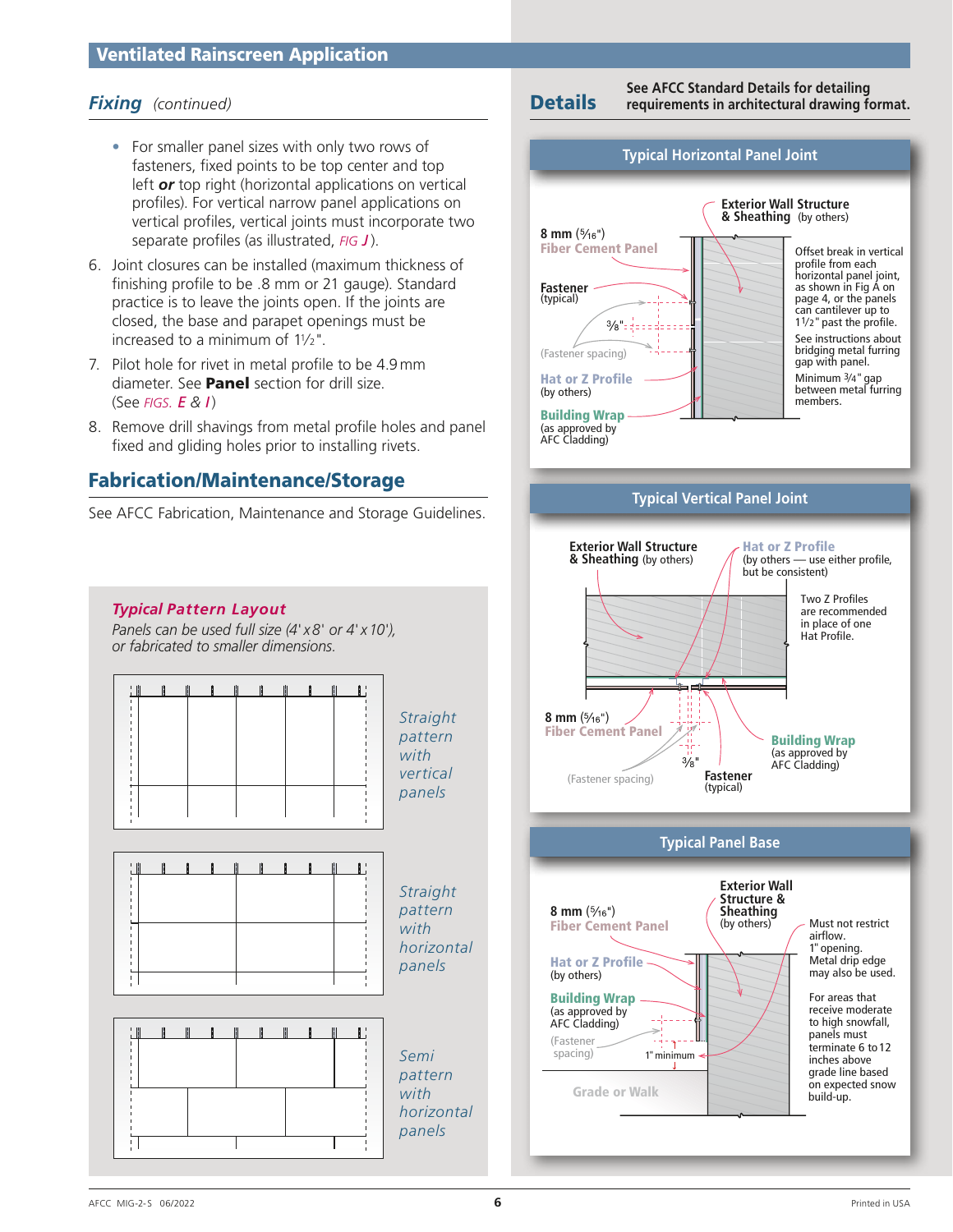## Ventilated Rainscreen Application

### *Fixing* *(continued)*

- For smaller panel sizes with only two rows of fasteners, fixed points to be top center and top left ***or*** top right (horizontal applications on vertical profiles). For vertical narrow panel applications on vertical profiles, vertical joints must incorporate two separate profiles (as illustrated, *FIG* ***J***).

6. Joint closures can be installed (maximum thickness of finishing profile to be .8 mm or 21 gauge). Standard practice is to leave the joints open. If the joints are closed, the base and parapet openings must be increased to a minimum of 1½".
7. Pilot hole for rivet in metal profile to be 4.9 mm diameter. See **Panel** section for drill size. (See *FIGS.* ***E*** & ***I***)
8. Remove drill shavings from metal profile holes and panel fixed and gliding holes prior to installing rivets.

## Fabrication/Maintenance/Storage

See AFCC Fabrication, Maintenance and Storage Guidelines.

### *Typical Pattern Layout*

*Panels can be used full size (4' x 8' or 4' x 10'), or fabricated to smaller dimensions.*

*Straight pattern with vertical panels*

*Straight pattern with horizontal panels*

*Semi pattern with horizontal panels*

## Details

**See AFCC Standard Details for detailing requirements in architectural drawing format.**

### Typical Horizontal Panel Joint

- **Exterior Wall Structure & Sheathing** (by others)
- **8 mm** (5/16") **Fiber Cement Panel**
- **Fastener** (typical)
- 3/8"
- (Fastener spacing)
- **Hat or Z Profile** (by others)
- **Building Wrap** (as approved by AFC Cladding)

Offset break in vertical profile from each horizontal panel joint, as shown in Fig A on page 4, or the panels can cantilever up to 1½" past the profile.

See instructions about bridging metal furring gap with panel.

Minimum ¾" gap between metal furring members.

### Typical Vertical Panel Joint

- **Exterior Wall Structure & Sheathing** (by others)
- **Hat or Z Profile** (by others — use either profile, but be consistent)
- Two Z Profiles are recommended in place of one Hat Profile.
- **8 mm** (5/16") **Fiber Cement Panel**
- (Fastener spacing)
- 3/8"
- **Fastener** (typical)
- **Building Wrap** (as approved by AFC Cladding)

### Typical Panel Base

- **8 mm** (5/16") **Fiber Cement Panel**
- **Exterior Wall Structure & Sheathing** (by others)
- **Hat or Z Profile** (by others)
- **Building Wrap** (as approved by AFC Cladding)
- (Fastener spacing)
- 1" minimum
- **Grade or Walk**

Must not restrict airflow. 1" opening. Metal drip edge may also be used.

For areas that receive moderate to high snowfall, panels must terminate 6 to 12 inches above grade line based on expected snow build-up.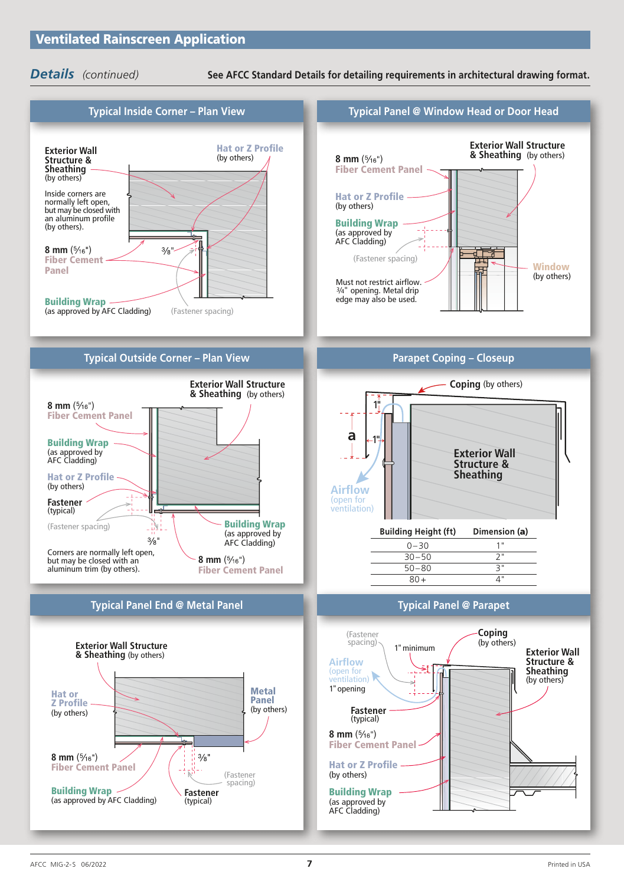## Ventilated Rainscreen Application

### *Details* *(continued)*

**See AFCC Standard Details for detailing requirements in architectural drawing format.**

### Typical Inside Corner – Plan View

**Exterior Wall Structure & Sheathing** (by others)

Inside corners are normally left open, but may be closed with an aluminum profile (by others).

**8 mm** (5/16") **Fiber Cement Panel**

**Building Wrap** (as approved by AFC Cladding)

**Hat or Z Profile** (by others)

3/8"

(Fastener spacing)

### Typical Panel @ Window Head or Door Head

**8 mm** (5/16") **Fiber Cement Panel**

**Hat or Z Profile** (by others)

**Building Wrap** (as approved by AFC Cladding)

(Fastener spacing)

Must not restrict airflow. 3/4" opening. Metal drip edge may also be used.

**Exterior Wall Structure & Sheathing** (by others)

**Window** (by others)

### Typical Outside Corner – Plan View

**8 mm** (5/16") **Fiber Cement Panel**

**Building Wrap** (as approved by AFC Cladding)

**Hat or Z Profile** (by others)

**Fastener** (typical)

(Fastener spacing)

3/8"

Corners are normally left open, but may be closed with an aluminum trim (by others).

**Exterior Wall Structure & Sheathing** (by others)

**Building Wrap** (as approved by AFC Cladding)

**8 mm** (5/16") **Fiber Cement Panel**

### Parapet Coping – Closeup

**Coping** (by others)

1"

a

1"

**Airflow** (open for ventilation)

**Exterior Wall Structure & Sheathing**

| Building Height (ft) | Dimension (a) |
|---|---|
| 0–30 | 1" |
| 30–50 | 2" |
| 50–80 | 3" |
| 80+ | 4" |

### Typical Panel End @ Metal Panel

**Exterior Wall Structure & Sheathing** (by others)

**Hat or Z Profile** (by others)

**Metal Panel** (by others)

**8 mm** (5/16") **Fiber Cement Panel**

3/8"

**Building Wrap** (as approved by AFC Cladding)

(Fastener spacing)

**Fastener** (typical)

### Typical Panel @ Parapet

(Fastener spacing)

1" minimum

**Coping** (by others)

**Airflow** (open for ventilation)

1" opening

**Exterior Wall Structure & Sheathing** (by others)

**Fastener** (typical)

**8 mm** (5/16") **Fiber Cement Panel**

**Hat or Z Profile** (by others)

**Building Wrap** (as approved by AFC Cladding)

AFCC MIG-2-S 06/2022

Printed in USA